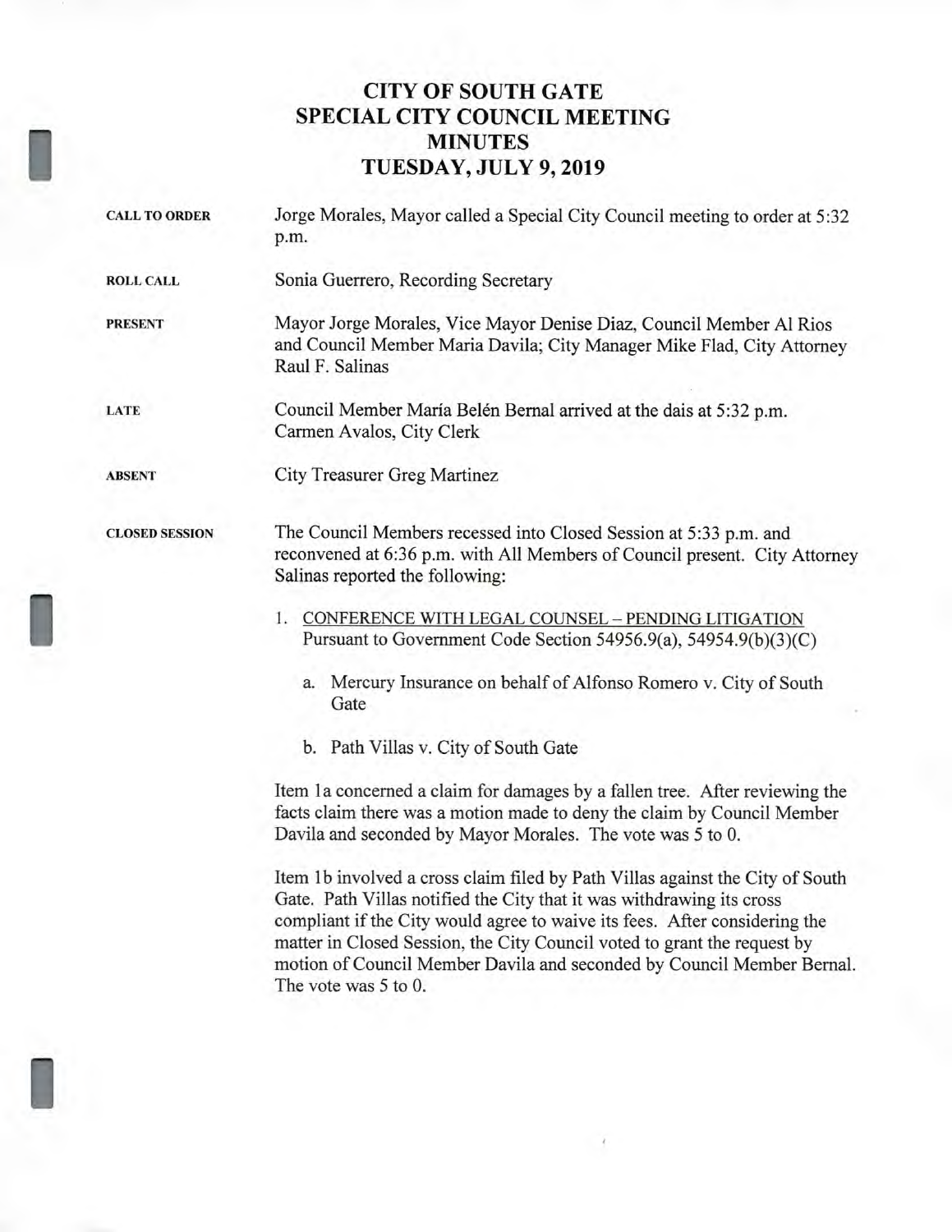# CITY OF SOUTH GATE
# SPECIAL CITY COUNCIL MEETING
# MINUTES
# TUESDAY, JULY 9, 2019

**CALL TO ORDER**

Jorge Morales, Mayor called a Special City Council meeting to order at 5:32 p.m.

**ROLL CALL**

Sonia Guerrero, Recording Secretary

**PRESENT**

Mayor Jorge Morales, Vice Mayor Denise Diaz, Council Member Al Rios and Council Member Maria Davila; City Manager Mike Flad, City Attorney Raul F. Salinas

**LATE**

Council Member María Belén Bernal arrived at the dais at 5:32 p.m.
Carmen Avalos, City Clerk

**ABSENT**

City Treasurer Greg Martinez

**CLOSED SESSION**

The Council Members recessed into Closed Session at 5:33 p.m. and reconvened at 6:36 p.m. with All Members of Council present. City Attorney Salinas reported the following:

1. CONFERENCE WITH LEGAL COUNSEL – PENDING LITIGATION
   Pursuant to Government Code Section 54956.9(a), 54954.9(b)(3)(C)

   a. Mercury Insurance on behalf of Alfonso Romero v. City of South Gate

   b. Path Villas v. City of South Gate

Item 1a concerned a claim for damages by a fallen tree. After reviewing the facts claim there was a motion made to deny the claim by Council Member Davila and seconded by Mayor Morales. The vote was 5 to 0.

Item 1b involved a cross claim filed by Path Villas against the City of South Gate. Path Villas notified the City that it was withdrawing its cross compliant if the City would agree to waive its fees. After considering the matter in Closed Session, the City Council voted to grant the request by motion of Council Member Davila and seconded by Council Member Bernal. The vote was 5 to 0.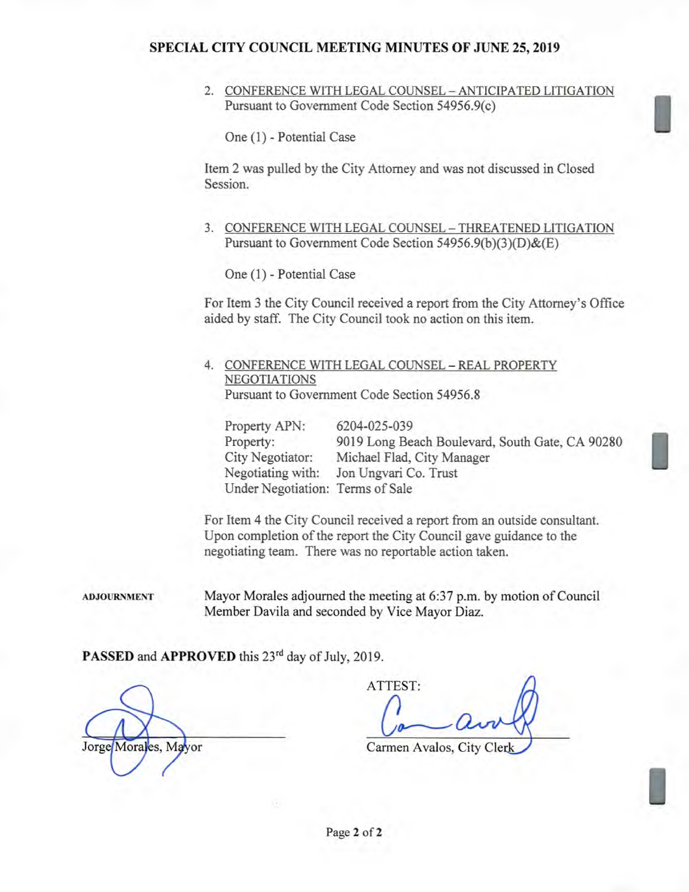2. CONFERENCE WITH LEGAL COUNSEL – ANTICIPATED LITIGATION
   Pursuant to Government Code Section 54956.9(c)

   One (1) - Potential Case

Item 2 was pulled by the City Attorney and was not discussed in Closed Session.

3. CONFERENCE WITH LEGAL COUNSEL – THREATENED LITIGATION
   Pursuant to Government Code Section 54956.9(b)(3)(D)&(E)

   One (1) - Potential Case

For Item 3 the City Council received a report from the City Attorney's Office aided by staff. The City Council took no action on this item.

4. CONFERENCE WITH LEGAL COUNSEL – REAL PROPERTY NEGOTIATIONS
   Pursuant to Government Code Section 54956.8

| | |
|---|---|
| Property APN: | 6204-025-039 |
| Property: | 9019 Long Beach Boulevard, South Gate, CA 90280 |
| City Negotiator: | Michael Flad, City Manager |
| Negotiating with: | Jon Ungvari Co. Trust |
| Under Negotiation: | Terms of Sale |

For Item 4 the City Council received a report from an outside consultant. Upon completion of the report the City Council gave guidance to the negotiating team. There was no reportable action taken.

**ADJOURNMENT**

Mayor Morales adjourned the meeting at 6:37 p.m. by motion of Council Member Davila and seconded by Vice Mayor Diaz.

**PASSED** and **APPROVED** this 23rd day of July, 2019.

Jorge Morales, Mayor

ATTEST:

Carmen Avalos, City Clerk